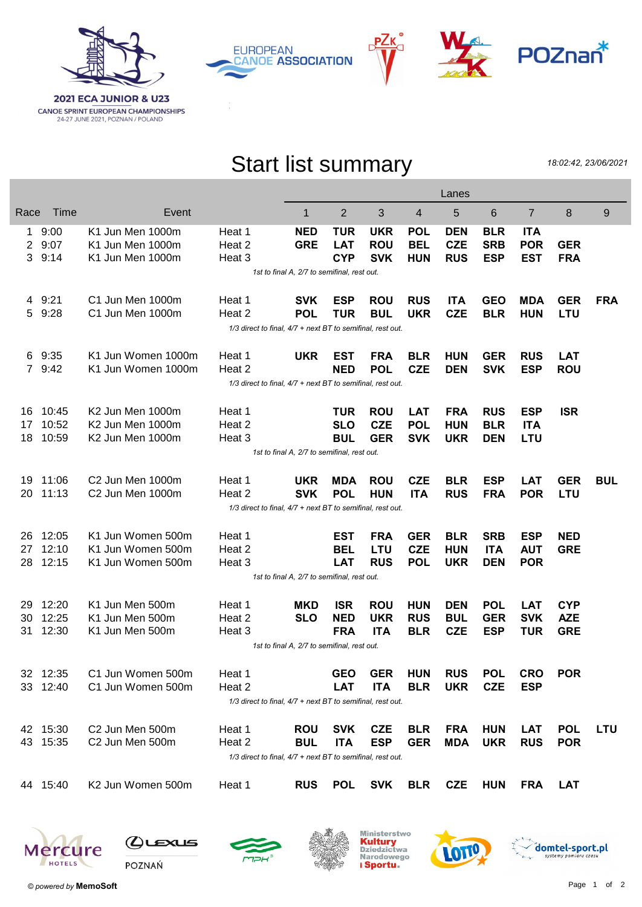2021 ECA JUNIOR & U23
CANOE SPRINT EUROPEAN CHAMPIONSHIPS
24-27 JUNE 2021, POZNAN / POLAND

EUROPEAN CANOE ASSOCIATION

# Start list summary

*18:02:42, 23/06/2021*

| Race | Time | Event | | Lane 1 | Lane 2 | Lane 3 | Lane 4 | Lane 5 | Lane 6 | Lane 7 | Lane 8 | Lane 9 |
|---|---|---|---|---|---|---|---|---|---|---|---|---|
| 1 | 9:00 | K1 Jun Men 1000m | Heat 1 | **NED** | **TUR** | **UKR** | **POL** | **DEN** | **BLR** | **ITA** | | |
| 2 | 9:07 | K1 Jun Men 1000m | Heat 2 | **GRE** | **LAT** | **ROU** | **BEL** | **CZE** | **SRB** | **POR** | **GER** | |
| 3 | 9:14 | K1 Jun Men 1000m | Heat 3 | | **CYP** | **SVK** | **HUN** | **RUS** | **ESP** | **EST** | **FRA** | |
| | | *1st to final A, 2/7 to semifinal, rest out.* | | | | | | | | | | |
| 4 | 9:21 | C1 Jun Men 1000m | Heat 1 | **SVK** | **ESP** | **ROU** | **RUS** | **ITA** | **GEO** | **MDA** | **GER** | **FRA** |
| 5 | 9:28 | C1 Jun Men 1000m | Heat 2 | **POL** | **TUR** | **BUL** | **UKR** | **CZE** | **BLR** | **HUN** | **LTU** | |
| | | *1/3 direct to final, 4/7 + next BT to semifinal, rest out.* | | | | | | | | | | |
| 6 | 9:35 | K1 Jun Women 1000m | Heat 1 | **UKR** | **EST** | **FRA** | **BLR** | **HUN** | **GER** | **RUS** | **LAT** | |
| 7 | 9:42 | K1 Jun Women 1000m | Heat 2 | | **NED** | **POL** | **CZE** | **DEN** | **SVK** | **ESP** | **ROU** | |
| | | *1/3 direct to final, 4/7 + next BT to semifinal, rest out.* | | | | | | | | | | |
| 16 | 10:45 | K2 Jun Men 1000m | Heat 1 | | **TUR** | **ROU** | **LAT** | **FRA** | **RUS** | **ESP** | **ISR** | |
| 17 | 10:52 | K2 Jun Men 1000m | Heat 2 | | **SLO** | **CZE** | **POL** | **HUN** | **BLR** | **ITA** | | |
| 18 | 10:59 | K2 Jun Men 1000m | Heat 3 | | **BUL** | **GER** | **SVK** | **UKR** | **DEN** | **LTU** | | |
| | | *1st to final A, 2/7 to semifinal, rest out.* | | | | | | | | | | |
| 19 | 11:06 | C2 Jun Men 1000m | Heat 1 | **UKR** | **MDA** | **ROU** | **CZE** | **BLR** | **ESP** | **LAT** | **GER** | **BUL** |
| 20 | 11:13 | C2 Jun Men 1000m | Heat 2 | **SVK** | **POL** | **HUN** | **ITA** | **RUS** | **FRA** | **POR** | **LTU** | |
| | | *1/3 direct to final, 4/7 + next BT to semifinal, rest out.* | | | | | | | | | | |
| 26 | 12:05 | K1 Jun Women 500m | Heat 1 | | **EST** | **FRA** | **GER** | **BLR** | **SRB** | **ESP** | **NED** | |
| 27 | 12:10 | K1 Jun Women 500m | Heat 2 | | **BEL** | **LTU** | **CZE** | **HUN** | **ITA** | **AUT** | **GRE** | |
| 28 | 12:15 | K1 Jun Women 500m | Heat 3 | | **LAT** | **RUS** | **POL** | **UKR** | **DEN** | **POR** | | |
| | | *1st to final A, 2/7 to semifinal, rest out.* | | | | | | | | | | |
| 29 | 12:20 | K1 Jun Men 500m | Heat 1 | **MKD** | **ISR** | **ROU** | **HUN** | **DEN** | **POL** | **LAT** | **CYP** | |
| 30 | 12:25 | K1 Jun Men 500m | Heat 2 | **SLO** | **NED** | **UKR** | **RUS** | **BUL** | **GER** | **SVK** | **AZE** | |
| 31 | 12:30 | K1 Jun Men 500m | Heat 3 | | **FRA** | **ITA** | **BLR** | **CZE** | **ESP** | **TUR** | **GRE** | |
| | | *1st to final A, 2/7 to semifinal, rest out.* | | | | | | | | | | |
| 32 | 12:35 | C1 Jun Women 500m | Heat 1 | | **GEO** | **GER** | **HUN** | **RUS** | **POL** | **CRO** | **POR** | |
| 33 | 12:40 | C1 Jun Women 500m | Heat 2 | | **LAT** | **ITA** | **BLR** | **UKR** | **CZE** | **ESP** | | |
| | | *1/3 direct to final, 4/7 + next BT to semifinal, rest out.* | | | | | | | | | | |
| 42 | 15:30 | C2 Jun Men 500m | Heat 1 | **ROU** | **SVK** | **CZE** | **BLR** | **FRA** | **HUN** | **LAT** | **POL** | **LTU** |
| 43 | 15:35 | C2 Jun Men 500m | Heat 2 | **BUL** | **ITA** | **ESP** | **GER** | **MDA** | **UKR** | **RUS** | **POR** | |
| | | *1/3 direct to final, 4/7 + next BT to semifinal, rest out.* | | | | | | | | | | |
| 44 | 15:40 | K2 Jun Women 500m | Heat 1 | **RUS** | **POL** | **SVK** | **BLR** | **CZE** | **HUN** | **FRA** | **LAT** | |

*© powered by* **MemoSoft**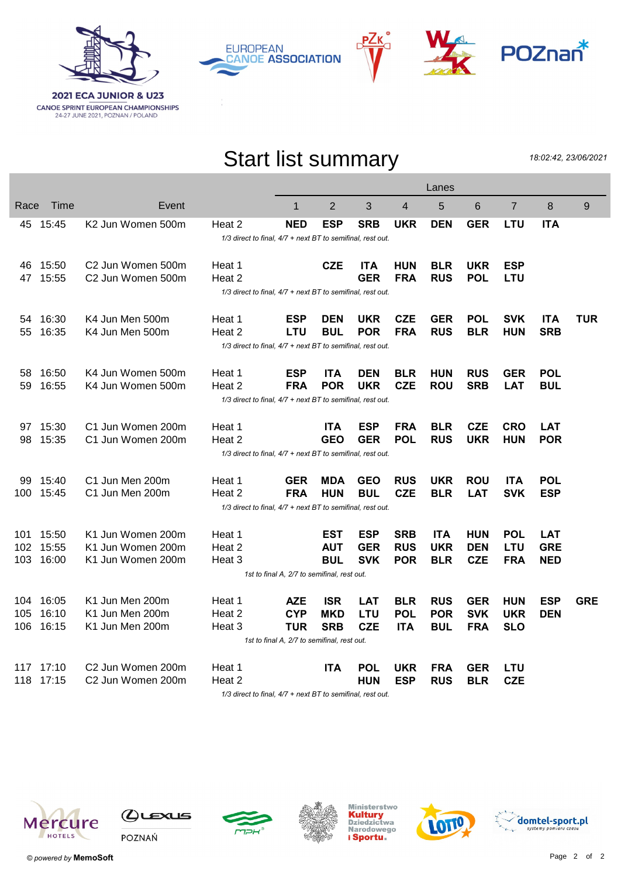2021 ECA JUNIOR & U23
CANOE SPRINT EUROPEAN CHAMPIONSHIPS
24-27 JUNE 2021, POZNAN / POLAND

EUROPEAN CANOE ASSOCIATION

# Start list summary

*18:02:42, 23/06/2021*

| Race | Time | Event | | Lanes | | | | | | | | |
|---|---|---|---|---|---|---|---|---|---|---|---|---|
| | | | | 1 | 2 | 3 | 4 | 5 | 6 | 7 | 8 | 9 |
| 45 | 15:45 | K2 Jun Women 500m | Heat 2 | **NED** | **ESP** | **SRB** | **UKR** | **DEN** | **GER** | **LTU** | **ITA** | |
| | | | *1/3 direct to final, 4/7 + next BT to semifinal, rest out.* | | | | | | | | | |
| 46 | 15:50 | C2 Jun Women 500m | Heat 1 | | **CZE** | **ITA** | **HUN** | **BLR** | **UKR** | **ESP** | | |
| 47 | 15:55 | C2 Jun Women 500m | Heat 2 | | | **GER** | **FRA** | **RUS** | **POL** | **LTU** | | |
| | | | *1/3 direct to final, 4/7 + next BT to semifinal, rest out.* | | | | | | | | | |
| 54 | 16:30 | K4 Jun Men 500m | Heat 1 | **ESP** | **DEN** | **UKR** | **CZE** | **GER** | **POL** | **SVK** | **ITA** | **TUR** |
| 55 | 16:35 | K4 Jun Men 500m | Heat 2 | **LTU** | **BUL** | **POR** | **FRA** | **RUS** | **BLR** | **HUN** | **SRB** | |
| | | | *1/3 direct to final, 4/7 + next BT to semifinal, rest out.* | | | | | | | | | |
| 58 | 16:50 | K4 Jun Women 500m | Heat 1 | **ESP** | **ITA** | **DEN** | **BLR** | **HUN** | **RUS** | **GER** | **POL** | |
| 59 | 16:55 | K4 Jun Women 500m | Heat 2 | **FRA** | **POR** | **UKR** | **CZE** | **ROU** | **SRB** | **LAT** | **BUL** | |
| | | | *1/3 direct to final, 4/7 + next BT to semifinal, rest out.* | | | | | | | | | |
| 97 | 15:30 | C1 Jun Women 200m | Heat 1 | | **ITA** | **ESP** | **FRA** | **BLR** | **CZE** | **CRO** | **LAT** | |
| 98 | 15:35 | C1 Jun Women 200m | Heat 2 | | **GEO** | **GER** | **POL** | **RUS** | **UKR** | **HUN** | **POR** | |
| | | | *1/3 direct to final, 4/7 + next BT to semifinal, rest out.* | | | | | | | | | |
| 99 | 15:40 | C1 Jun Men 200m | Heat 1 | **GER** | **MDA** | **GEO** | **RUS** | **UKR** | **ROU** | **ITA** | **POL** | |
| 100 | 15:45 | C1 Jun Men 200m | Heat 2 | **FRA** | **HUN** | **BUL** | **CZE** | **BLR** | **LAT** | **SVK** | **ESP** | |
| | | | *1/3 direct to final, 4/7 + next BT to semifinal, rest out.* | | | | | | | | | |
| 101 | 15:50 | K1 Jun Women 200m | Heat 1 | | **EST** | **ESP** | **SRB** | **ITA** | **HUN** | **POL** | **LAT** | |
| 102 | 15:55 | K1 Jun Women 200m | Heat 2 | | **AUT** | **GER** | **RUS** | **UKR** | **DEN** | **LTU** | **GRE** | |
| 103 | 16:00 | K1 Jun Women 200m | Heat 3 | | **BUL** | **SVK** | **POR** | **BLR** | **CZE** | **FRA** | **NED** | |
| | | | *1st to final A, 2/7 to semifinal, rest out.* | | | | | | | | | |
| 104 | 16:05 | K1 Jun Men 200m | Heat 1 | **AZE** | **ISR** | **LAT** | **BLR** | **RUS** | **GER** | **HUN** | **ESP** | **GRE** |
| 105 | 16:10 | K1 Jun Men 200m | Heat 2 | **CYP** | **MKD** | **LTU** | **POL** | **POR** | **SVK** | **UKR** | **DEN** | |
| 106 | 16:15 | K1 Jun Men 200m | Heat 3 | **TUR** | **SRB** | **CZE** | **ITA** | **BUL** | **FRA** | **SLO** | | |
| | | | *1st to final A, 2/7 to semifinal, rest out.* | | | | | | | | | |
| 117 | 17:10 | C2 Jun Women 200m | Heat 1 | | **ITA** | **POL** | **UKR** | **FRA** | **GER** | **LTU** | | |
| 118 | 17:15 | C2 Jun Women 200m | Heat 2 | | | **HUN** | **ESP** | **RUS** | **BLR** | **CZE** | | |
| | | | *1/3 direct to final, 4/7 + next BT to semifinal, rest out.* | | | | | | | | | |

© *powered by* **MemoSoft**